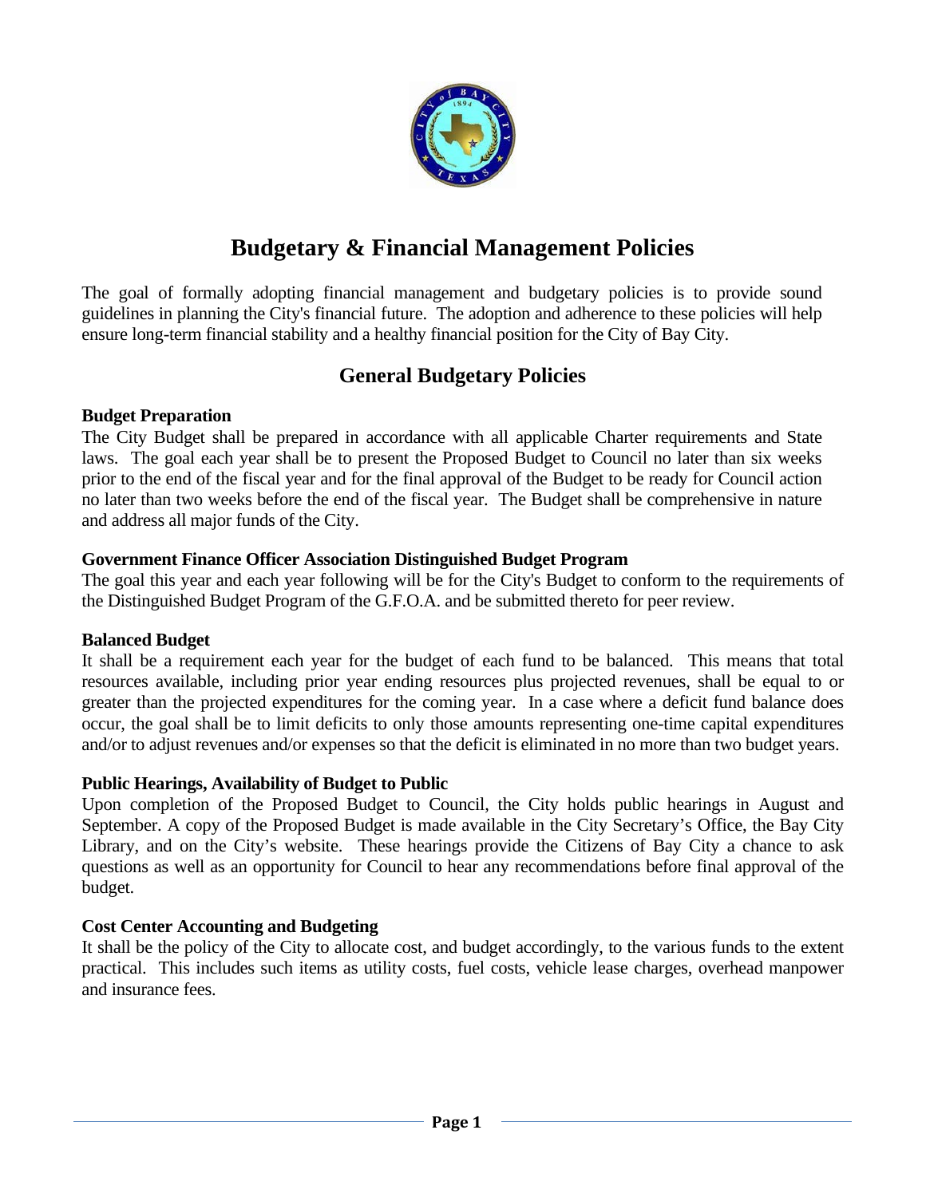# Budgetary & Financial Management Policies

The goal of formally adopting financial management and budgetary policies is to provide sound guidelines in planning the City's financial future. The adoption and adherence to these policies will help ensure long-term financial stability and a healthy financial position for the City of Bay City.

## General Budgetary Policies

**Budget Preparation**

The City Budget shall be prepared in accordance with all applicable Charter requirements and State laws. The goal each year shall be to present the Proposed Budget to Council no later than six weeks prior to the end of the fiscal year and for the final approval of the Budget to be ready for Council action no later than two weeks before the end of the fiscal year. The Budget shall be comprehensive in nature and address all major funds of the City.

**Government Finance Officer Association Distinguished Budget Program**

The goal this year and each year following will be for the City's Budget to conform to the requirements of the Distinguished Budget Program of the G.F.O.A. and be submitted thereto for peer review.

**Balanced Budget**

It shall be a requirement each year for the budget of each fund to be balanced. This means that total resources available, including prior year ending resources plus projected revenues, shall be equal to or greater than the projected expenditures for the coming year. In a case where a deficit fund balance does occur, the goal shall be to limit deficits to only those amounts representing one-time capital expenditures and/or to adjust revenues and/or expenses so that the deficit is eliminated in no more than two budget years.

**Public Hearings, Availability of Budget to Public**

Upon completion of the Proposed Budget to Council, the City holds public hearings in August and September. A copy of the Proposed Budget is made available in the City Secretary's Office, the Bay City Library, and on the City's website. These hearings provide the Citizens of Bay City a chance to ask questions as well as an opportunity for Council to hear any recommendations before final approval of the budget.

**Cost Center Accounting and Budgeting**

It shall be the policy of the City to allocate cost, and budget accordingly, to the various funds to the extent practical. This includes such items as utility costs, fuel costs, vehicle lease charges, overhead manpower and insurance fees.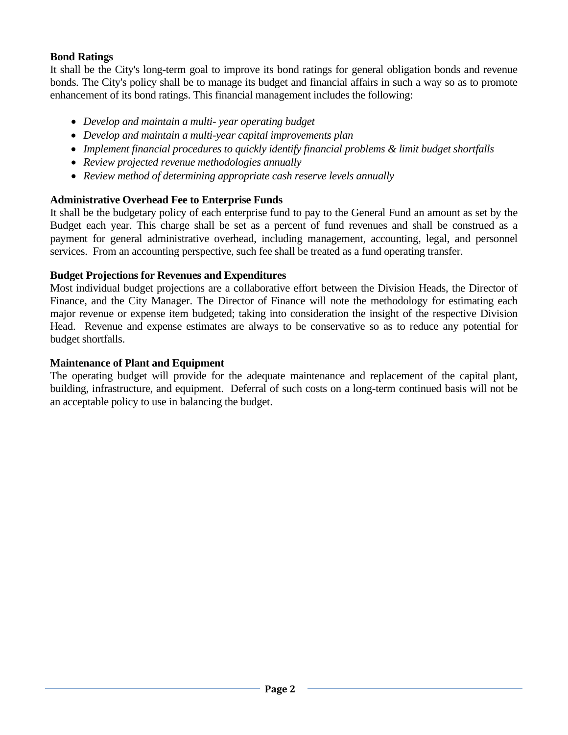**Bond Ratings**

It shall be the City's long-term goal to improve its bond ratings for general obligation bonds and revenue bonds. The City's policy shall be to manage its budget and financial affairs in such a way so as to promote enhancement of its bond ratings. This financial management includes the following:

- *Develop and maintain a multi- year operating budget*
- *Develop and maintain a multi-year capital improvements plan*
- *Implement financial procedures to quickly identify financial problems & limit budget shortfalls*
- *Review projected revenue methodologies annually*
- *Review method of determining appropriate cash reserve levels annually*

**Administrative Overhead Fee to Enterprise Funds**

It shall be the budgetary policy of each enterprise fund to pay to the General Fund an amount as set by the Budget each year. This charge shall be set as a percent of fund revenues and shall be construed as a payment for general administrative overhead, including management, accounting, legal, and personnel services. From an accounting perspective, such fee shall be treated as a fund operating transfer.

**Budget Projections for Revenues and Expenditures**

Most individual budget projections are a collaborative effort between the Division Heads, the Director of Finance, and the City Manager. The Director of Finance will note the methodology for estimating each major revenue or expense item budgeted; taking into consideration the insight of the respective Division Head. Revenue and expense estimates are always to be conservative so as to reduce any potential for budget shortfalls.

**Maintenance of Plant and Equipment**

The operating budget will provide for the adequate maintenance and replacement of the capital plant, building, infrastructure, and equipment. Deferral of such costs on a long-term continued basis will not be an acceptable policy to use in balancing the budget.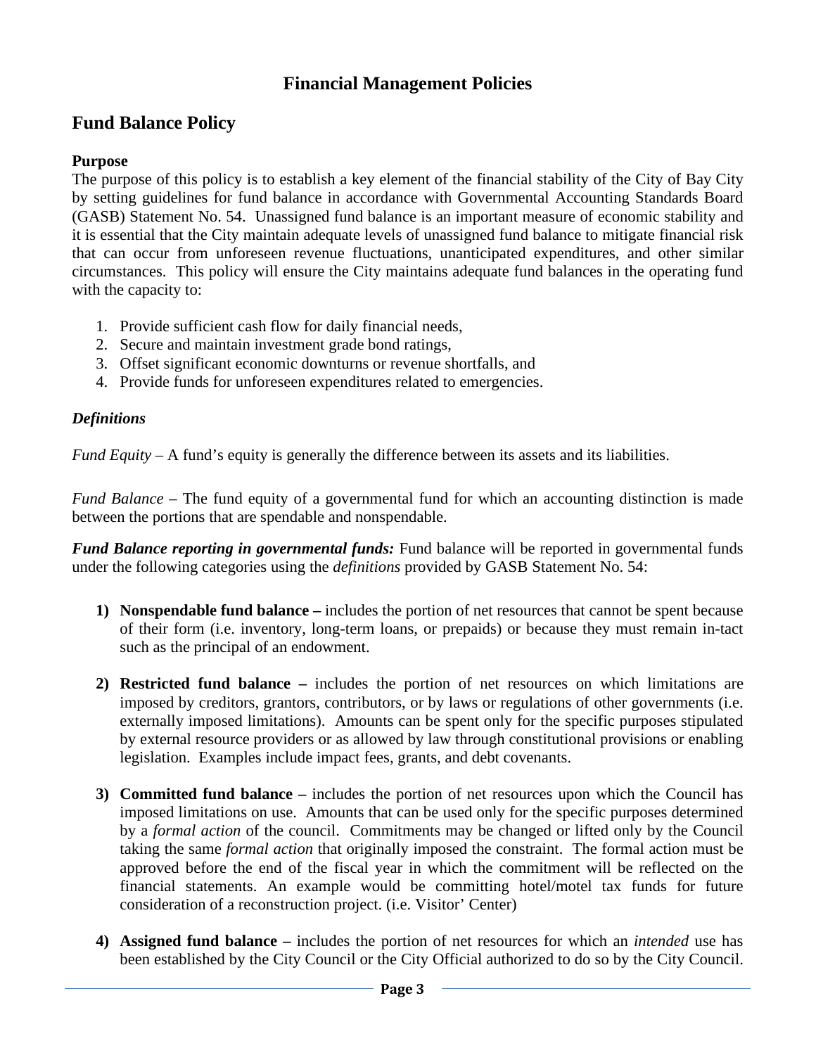# Financial Management Policies

## Fund Balance Policy

**Purpose**

The purpose of this policy is to establish a key element of the financial stability of the City of Bay City by setting guidelines for fund balance in accordance with Governmental Accounting Standards Board (GASB) Statement No. 54. Unassigned fund balance is an important measure of economic stability and it is essential that the City maintain adequate levels of unassigned fund balance to mitigate financial risk that can occur from unforeseen revenue fluctuations, unanticipated expenditures, and other similar circumstances. This policy will ensure the City maintains adequate fund balances in the operating fund with the capacity to:

1. Provide sufficient cash flow for daily financial needs,
2. Secure and maintain investment grade bond ratings,
3. Offset significant economic downturns or revenue shortfalls, and
4. Provide funds for unforeseen expenditures related to emergencies.

***Definitions***

*Fund Equity* – A fund's equity is generally the difference between its assets and its liabilities.

*Fund Balance* – The fund equity of a governmental fund for which an accounting distinction is made between the portions that are spendable and nonspendable.

***Fund Balance reporting in governmental funds:*** Fund balance will be reported in governmental funds under the following categories using the *definitions* provided by GASB Statement No. 54:

1) **Nonspendable fund balance –** includes the portion of net resources that cannot be spent because of their form (i.e. inventory, long-term loans, or prepaids) or because they must remain in-tact such as the principal of an endowment.

2) **Restricted fund balance –** includes the portion of net resources on which limitations are imposed by creditors, grantors, contributors, or by laws or regulations of other governments (i.e. externally imposed limitations). Amounts can be spent only for the specific purposes stipulated by external resource providers or as allowed by law through constitutional provisions or enabling legislation. Examples include impact fees, grants, and debt covenants.

3) **Committed fund balance –** includes the portion of net resources upon which the Council has imposed limitations on use. Amounts that can be used only for the specific purposes determined by a *formal action* of the council. Commitments may be changed or lifted only by the Council taking the same *formal action* that originally imposed the constraint. The formal action must be approved before the end of the fiscal year in which the commitment will be reflected on the financial statements. An example would be committing hotel/motel tax funds for future consideration of a reconstruction project. (i.e. Visitor' Center)

4) **Assigned fund balance –** includes the portion of net resources for which an *intended* use has been established by the City Council or the City Official authorized to do so by the City Council.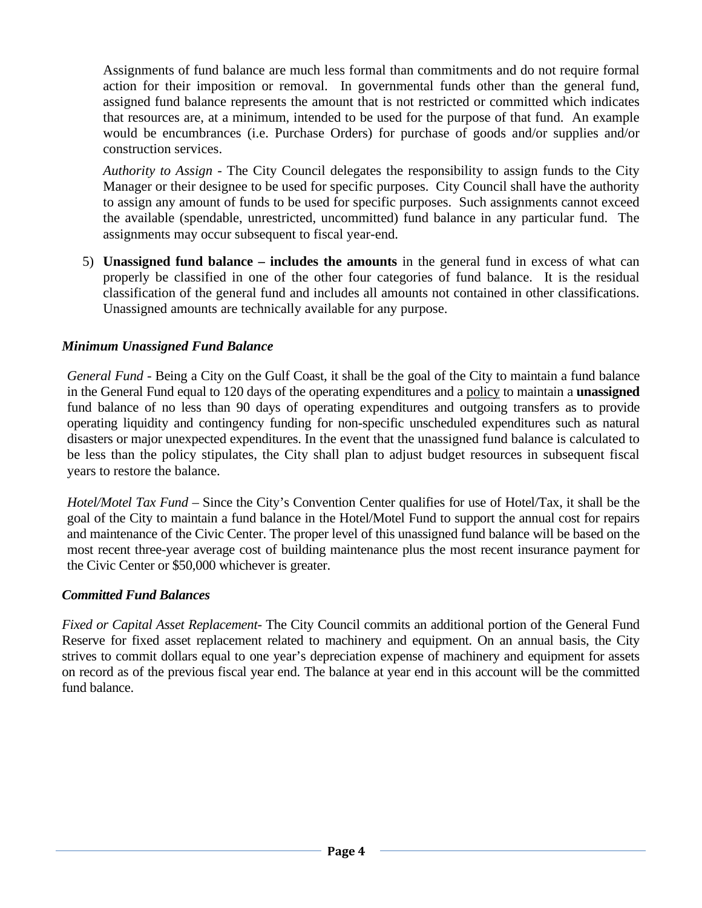Assignments of fund balance are much less formal than commitments and do not require formal action for their imposition or removal. In governmental funds other than the general fund, assigned fund balance represents the amount that is not restricted or committed which indicates that resources are, at a minimum, intended to be used for the purpose of that fund. An example would be encumbrances (i.e. Purchase Orders) for purchase of goods and/or supplies and/or construction services.

*Authority to Assign* - The City Council delegates the responsibility to assign funds to the City Manager or their designee to be used for specific purposes. City Council shall have the authority to assign any amount of funds to be used for specific purposes. Such assignments cannot exceed the available (spendable, unrestricted, uncommitted) fund balance in any particular fund. The assignments may occur subsequent to fiscal year-end.

5) **Unassigned fund balance – includes the amounts** in the general fund in excess of what can properly be classified in one of the other four categories of fund balance. It is the residual classification of the general fund and includes all amounts not contained in other classifications. Unassigned amounts are technically available for any purpose.

### *Minimum Unassigned Fund Balance*

*General Fund* - Being a City on the Gulf Coast, it shall be the goal of the City to maintain a fund balance in the General Fund equal to 120 days of the operating expenditures and a policy to maintain a **unassigned** fund balance of no less than 90 days of operating expenditures and outgoing transfers as to provide operating liquidity and contingency funding for non-specific unscheduled expenditures such as natural disasters or major unexpected expenditures. In the event that the unassigned fund balance is calculated to be less than the policy stipulates, the City shall plan to adjust budget resources in subsequent fiscal years to restore the balance.

*Hotel/Motel Tax Fund* – Since the City's Convention Center qualifies for use of Hotel/Tax, it shall be the goal of the City to maintain a fund balance in the Hotel/Motel Fund to support the annual cost for repairs and maintenance of the Civic Center. The proper level of this unassigned fund balance will be based on the most recent three-year average cost of building maintenance plus the most recent insurance payment for the Civic Center or $50,000 whichever is greater.

### *Committed Fund Balances*

*Fixed or Capital Asset Replacement*- The City Council commits an additional portion of the General Fund Reserve for fixed asset replacement related to machinery and equipment. On an annual basis, the City strives to commit dollars equal to one year's depreciation expense of machinery and equipment for assets on record as of the previous fiscal year end. The balance at year end in this account will be the committed fund balance.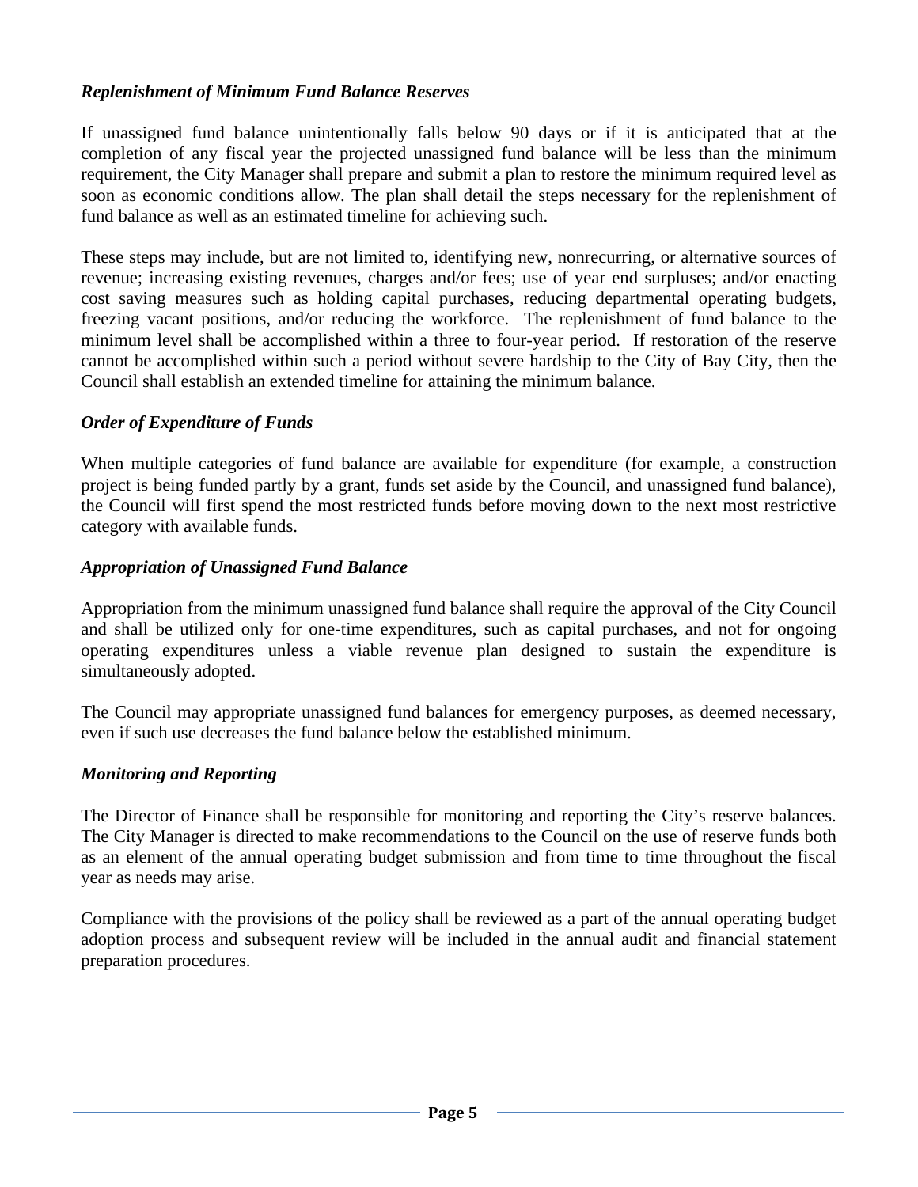*Replenishment of Minimum Fund Balance Reserves*

If unassigned fund balance unintentionally falls below 90 days or if it is anticipated that at the completion of any fiscal year the projected unassigned fund balance will be less than the minimum requirement, the City Manager shall prepare and submit a plan to restore the minimum required level as soon as economic conditions allow. The plan shall detail the steps necessary for the replenishment of fund balance as well as an estimated timeline for achieving such.

These steps may include, but are not limited to, identifying new, nonrecurring, or alternative sources of revenue; increasing existing revenues, charges and/or fees; use of year end surpluses; and/or enacting cost saving measures such as holding capital purchases, reducing departmental operating budgets, freezing vacant positions, and/or reducing the workforce. The replenishment of fund balance to the minimum level shall be accomplished within a three to four-year period. If restoration of the reserve cannot be accomplished within such a period without severe hardship to the City of Bay City, then the Council shall establish an extended timeline for attaining the minimum balance.

*Order of Expenditure of Funds*

When multiple categories of fund balance are available for expenditure (for example, a construction project is being funded partly by a grant, funds set aside by the Council, and unassigned fund balance), the Council will first spend the most restricted funds before moving down to the next most restrictive category with available funds.

*Appropriation of Unassigned Fund Balance*

Appropriation from the minimum unassigned fund balance shall require the approval of the City Council and shall be utilized only for one-time expenditures, such as capital purchases, and not for ongoing operating expenditures unless a viable revenue plan designed to sustain the expenditure is simultaneously adopted.

The Council may appropriate unassigned fund balances for emergency purposes, as deemed necessary, even if such use decreases the fund balance below the established minimum.

*Monitoring and Reporting*

The Director of Finance shall be responsible for monitoring and reporting the City's reserve balances. The City Manager is directed to make recommendations to the Council on the use of reserve funds both as an element of the annual operating budget submission and from time to time throughout the fiscal year as needs may arise.

Compliance with the provisions of the policy shall be reviewed as a part of the annual operating budget adoption process and subsequent review will be included in the annual audit and financial statement preparation procedures.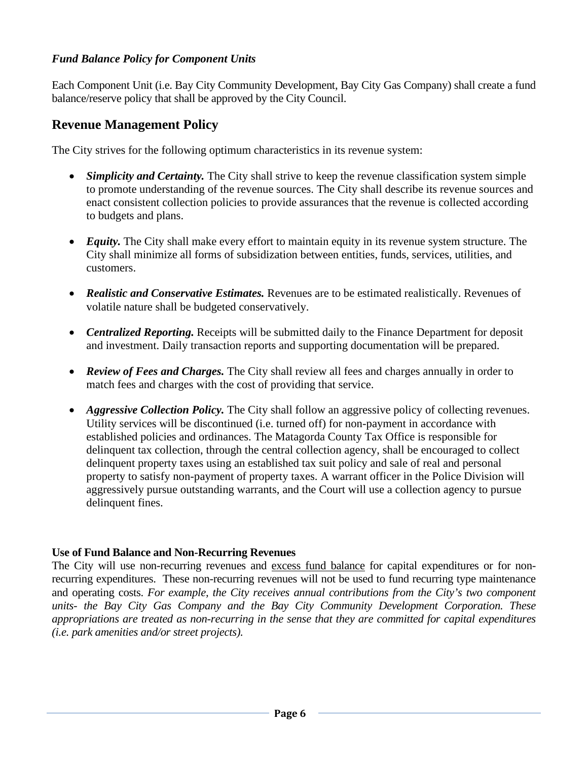### *Fund Balance Policy for Component Units*

Each Component Unit (i.e. Bay City Community Development, Bay City Gas Company) shall create a fund balance/reserve policy that shall be approved by the City Council.

## Revenue Management Policy

The City strives for the following optimum characteristics in its revenue system:

- ***Simplicity and Certainty.*** The City shall strive to keep the revenue classification system simple to promote understanding of the revenue sources. The City shall describe its revenue sources and enact consistent collection policies to provide assurances that the revenue is collected according to budgets and plans.

- ***Equity.*** The City shall make every effort to maintain equity in its revenue system structure. The City shall minimize all forms of subsidization between entities, funds, services, utilities, and customers.

- ***Realistic and Conservative Estimates.*** Revenues are to be estimated realistically. Revenues of volatile nature shall be budgeted conservatively.

- ***Centralized Reporting.*** Receipts will be submitted daily to the Finance Department for deposit and investment. Daily transaction reports and supporting documentation will be prepared.

- ***Review of Fees and Charges.*** The City shall review all fees and charges annually in order to match fees and charges with the cost of providing that service.

- ***Aggressive Collection Policy.*** The City shall follow an aggressive policy of collecting revenues. Utility services will be discontinued (i.e. turned off) for non-payment in accordance with established policies and ordinances. The Matagorda County Tax Office is responsible for delinquent tax collection, through the central collection agency, shall be encouraged to collect delinquent property taxes using an established tax suit policy and sale of real and personal property to satisfy non-payment of property taxes. A warrant officer in the Police Division will aggressively pursue outstanding warrants, and the Court will use a collection agency to pursue delinquent fines.

**Use of Fund Balance and Non-Recurring Revenues**

The City will use non-recurring revenues and excess fund balance for capital expenditures or for non-recurring expenditures. These non-recurring revenues will not be used to fund recurring type maintenance and operating costs. *For example, the City receives annual contributions from the City's two component units- the Bay City Gas Company and the Bay City Community Development Corporation. These appropriations are treated as non-recurring in the sense that they are committed for capital expenditures (i.e. park amenities and/or street projects).*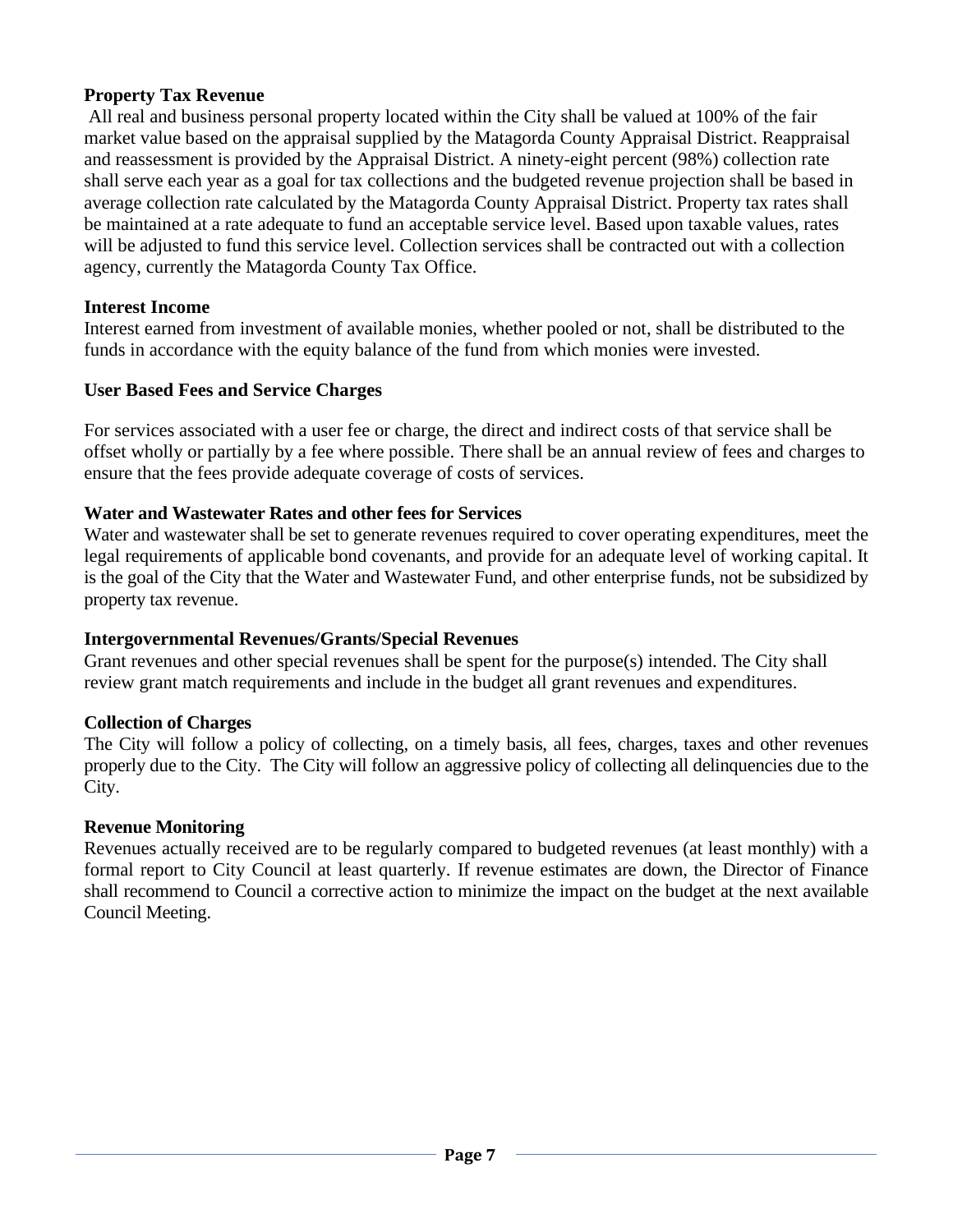**Property Tax Revenue**

All real and business personal property located within the City shall be valued at 100% of the fair market value based on the appraisal supplied by the Matagorda County Appraisal District. Reappraisal and reassessment is provided by the Appraisal District. A ninety-eight percent (98%) collection rate shall serve each year as a goal for tax collections and the budgeted revenue projection shall be based in average collection rate calculated by the Matagorda County Appraisal District. Property tax rates shall be maintained at a rate adequate to fund an acceptable service level. Based upon taxable values, rates will be adjusted to fund this service level. Collection services shall be contracted out with a collection agency, currently the Matagorda County Tax Office.

**Interest Income**

Interest earned from investment of available monies, whether pooled or not, shall be distributed to the funds in accordance with the equity balance of the fund from which monies were invested.

**User Based Fees and Service Charges**

For services associated with a user fee or charge, the direct and indirect costs of that service shall be offset wholly or partially by a fee where possible. There shall be an annual review of fees and charges to ensure that the fees provide adequate coverage of costs of services.

**Water and Wastewater Rates and other fees for Services**

Water and wastewater shall be set to generate revenues required to cover operating expenditures, meet the legal requirements of applicable bond covenants, and provide for an adequate level of working capital. It is the goal of the City that the Water and Wastewater Fund, and other enterprise funds, not be subsidized by property tax revenue.

**Intergovernmental Revenues/Grants/Special Revenues**

Grant revenues and other special revenues shall be spent for the purpose(s) intended. The City shall review grant match requirements and include in the budget all grant revenues and expenditures.

**Collection of Charges**

The City will follow a policy of collecting, on a timely basis, all fees, charges, taxes and other revenues properly due to the City. The City will follow an aggressive policy of collecting all delinquencies due to the City.

**Revenue Monitoring**

Revenues actually received are to be regularly compared to budgeted revenues (at least monthly) with a formal report to City Council at least quarterly. If revenue estimates are down, the Director of Finance shall recommend to Council a corrective action to minimize the impact on the budget at the next available Council Meeting.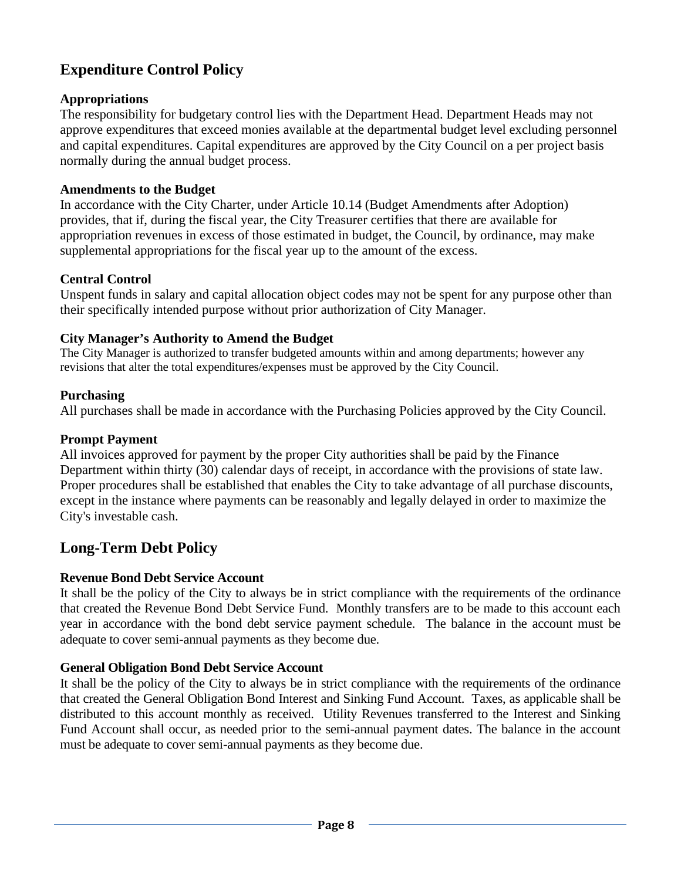## Expenditure Control Policy

### Appropriations

The responsibility for budgetary control lies with the Department Head. Department Heads may not approve expenditures that exceed monies available at the departmental budget level excluding personnel and capital expenditures. Capital expenditures are approved by the City Council on a per project basis normally during the annual budget process.

### Amendments to the Budget

In accordance with the City Charter, under Article 10.14 (Budget Amendments after Adoption) provides, that if, during the fiscal year, the City Treasurer certifies that there are available for appropriation revenues in excess of those estimated in budget, the Council, by ordinance, may make supplemental appropriations for the fiscal year up to the amount of the excess.

### Central Control

Unspent funds in salary and capital allocation object codes may not be spent for any purpose other than their specifically intended purpose without prior authorization of City Manager.

### City Manager's Authority to Amend the Budget

The City Manager is authorized to transfer budgeted amounts within and among departments; however any revisions that alter the total expenditures/expenses must be approved by the City Council.

### Purchasing

All purchases shall be made in accordance with the Purchasing Policies approved by the City Council.

### Prompt Payment

All invoices approved for payment by the proper City authorities shall be paid by the Finance Department within thirty (30) calendar days of receipt, in accordance with the provisions of state law. Proper procedures shall be established that enables the City to take advantage of all purchase discounts, except in the instance where payments can be reasonably and legally delayed in order to maximize the City's investable cash.

## Long-Term Debt Policy

### Revenue Bond Debt Service Account

It shall be the policy of the City to always be in strict compliance with the requirements of the ordinance that created the Revenue Bond Debt Service Fund. Monthly transfers are to be made to this account each year in accordance with the bond debt service payment schedule. The balance in the account must be adequate to cover semi-annual payments as they become due.

### General Obligation Bond Debt Service Account

It shall be the policy of the City to always be in strict compliance with the requirements of the ordinance that created the General Obligation Bond Interest and Sinking Fund Account. Taxes, as applicable shall be distributed to this account monthly as received. Utility Revenues transferred to the Interest and Sinking Fund Account shall occur, as needed prior to the semi-annual payment dates. The balance in the account must be adequate to cover semi-annual payments as they become due.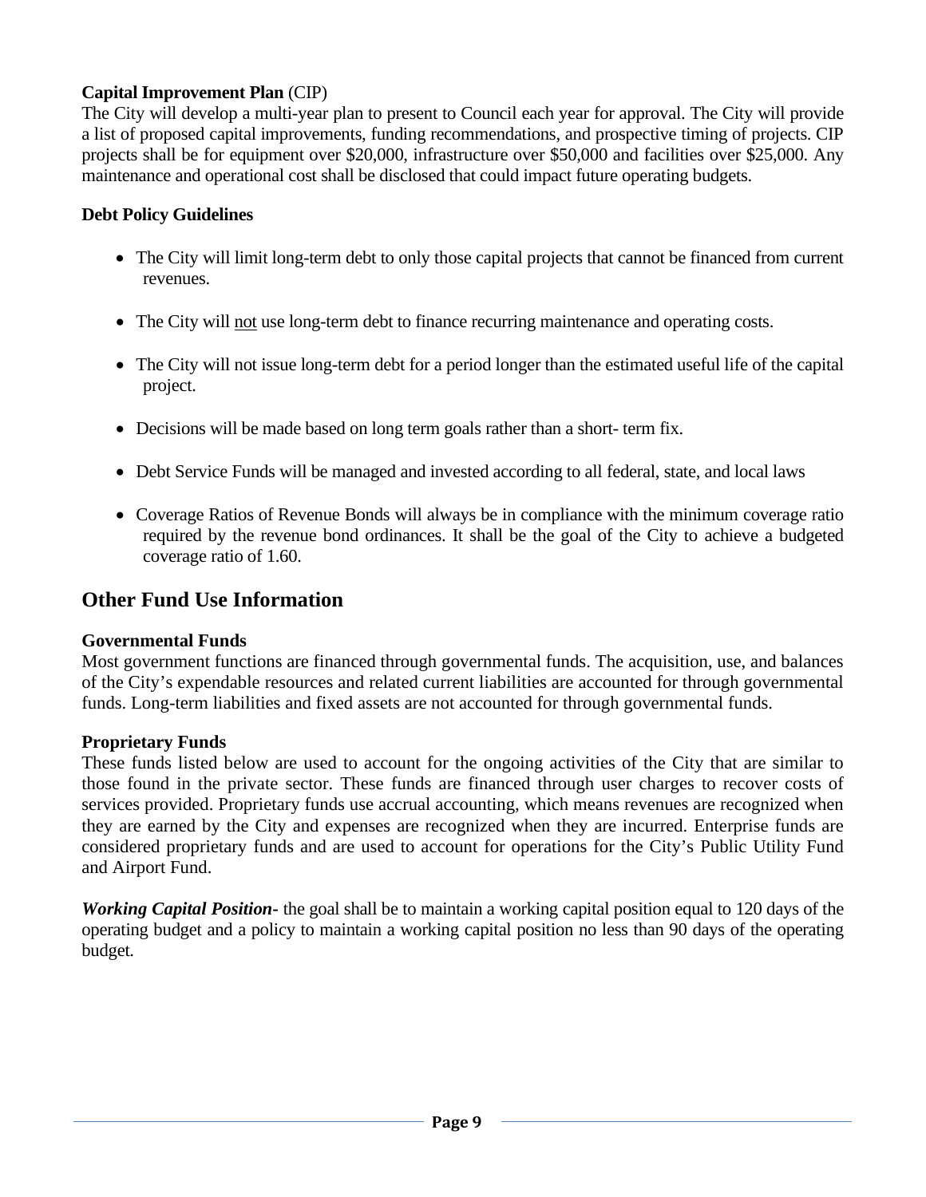**Capital Improvement Plan** (CIP)
The City will develop a multi-year plan to present to Council each year for approval. The City will provide a list of proposed capital improvements, funding recommendations, and prospective timing of projects. CIP projects shall be for equipment over $20,000, infrastructure over $50,000 and facilities over $25,000. Any maintenance and operational cost shall be disclosed that could impact future operating budgets.

**Debt Policy Guidelines**

- The City will limit long-term debt to only those capital projects that cannot be financed from current revenues.
- The City will <u>not</u> use long-term debt to finance recurring maintenance and operating costs.
- The City will not issue long-term debt for a period longer than the estimated useful life of the capital project.
- Decisions will be made based on long term goals rather than a short- term fix.
- Debt Service Funds will be managed and invested according to all federal, state, and local laws
- Coverage Ratios of Revenue Bonds will always be in compliance with the minimum coverage ratio required by the revenue bond ordinances. It shall be the goal of the City to achieve a budgeted coverage ratio of 1.60.

## Other Fund Use Information

**Governmental Funds**
Most government functions are financed through governmental funds. The acquisition, use, and balances of the City's expendable resources and related current liabilities are accounted for through governmental funds. Long-term liabilities and fixed assets are not accounted for through governmental funds.

**Proprietary Funds**
These funds listed below are used to account for the ongoing activities of the City that are similar to those found in the private sector. These funds are financed through user charges to recover costs of services provided. Proprietary funds use accrual accounting, which means revenues are recognized when they are earned by the City and expenses are recognized when they are incurred. Enterprise funds are considered proprietary funds and are used to account for operations for the City's Public Utility Fund and Airport Fund.

***Working Capital Position***- the goal shall be to maintain a working capital position equal to 120 days of the operating budget and a policy to maintain a working capital position no less than 90 days of the operating budget.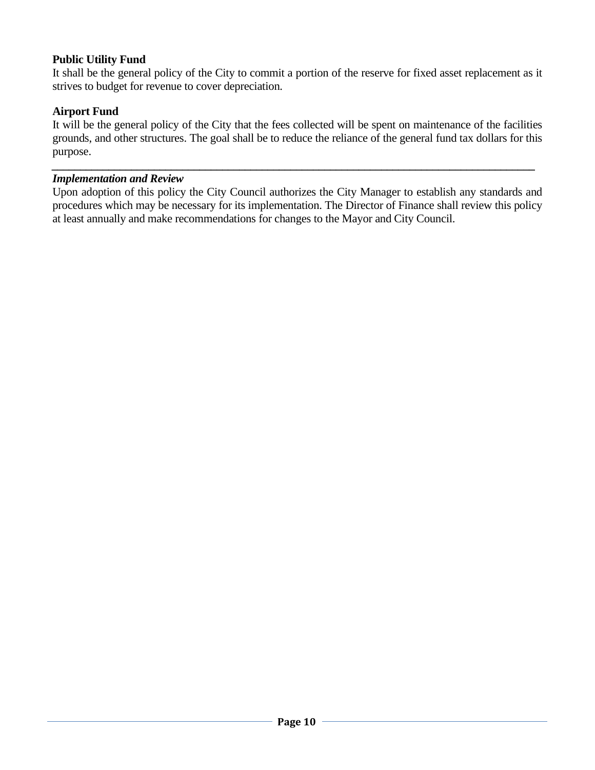**Public Utility Fund**

It shall be the general policy of the City to commit a portion of the reserve for fixed asset replacement as it strives to budget for revenue to cover depreciation.

**Airport Fund**

It will be the general policy of the City that the fees collected will be spent on maintenance of the facilities grounds, and other structures. The goal shall be to reduce the reliance of the general fund tax dollars for this purpose.

---

***Implementation and Review***

Upon adoption of this policy the City Council authorizes the City Manager to establish any standards and procedures which may be necessary for its implementation. The Director of Finance shall review this policy at least annually and make recommendations for changes to the Mayor and City Council.